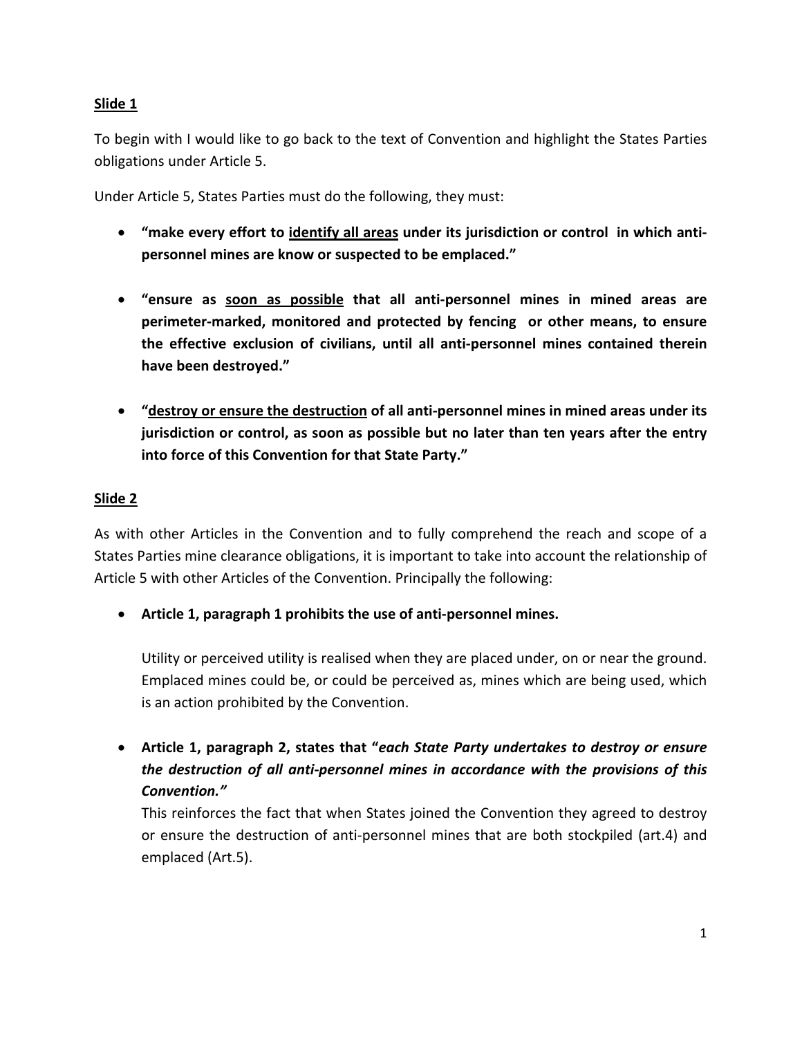**Slide 1**

To begin with I would like to go back to the text of Convention and highlight the States Parties obligations under Article 5.

Under Article 5, States Parties must do the following, they must:

- **"make every effort to <u>identify all areas</u> under its jurisdiction or control in which anti-personnel mines are know or suspected to be emplaced."**

- **"ensure as <u>soon as possible</u> that all anti-personnel mines in mined areas are perimeter-marked, monitored and protected by fencing or other means, to ensure the effective exclusion of civilians, until all anti-personnel mines contained therein have been destroyed."**

- **"<u>destroy or ensure the destruction</u> of all anti-personnel mines in mined areas under its jurisdiction or control, as soon as possible but no later than ten years after the entry into force of this Convention for that State Party."**

**Slide 2**

As with other Articles in the Convention and to fully comprehend the reach and scope of a States Parties mine clearance obligations, it is important to take into account the relationship of Article 5 with other Articles of the Convention. Principally the following:

- **Article 1, paragraph 1 prohibits the use of anti-personnel mines.**

  Utility or perceived utility is realised when they are placed under, on or near the ground. Emplaced mines could be, or could be perceived as, mines which are being used, which is an action prohibited by the Convention.

- **Article 1, paragraph 2, states that "*each State Party undertakes to destroy or ensure the destruction of all anti-personnel mines in accordance with the provisions of this Convention.*"**

  This reinforces the fact that when States joined the Convention they agreed to destroy or ensure the destruction of anti-personnel mines that are both stockpiled (art.4) and emplaced (Art.5).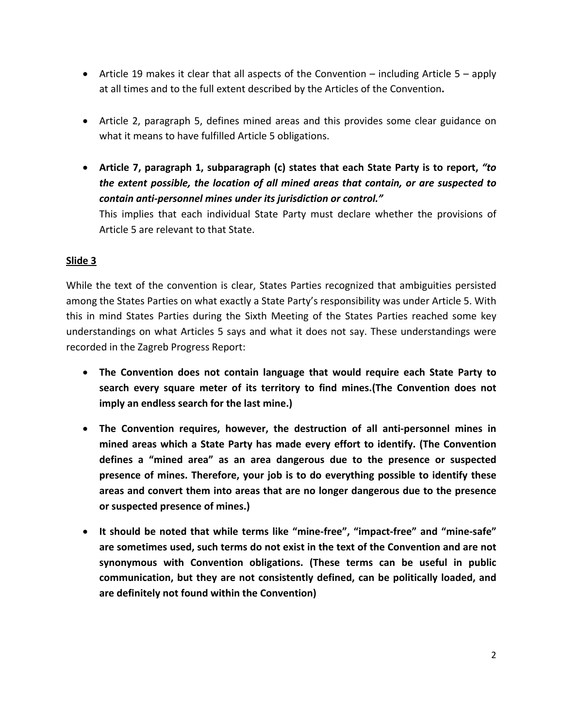- Article 19 makes it clear that all aspects of the Convention – including Article 5 – apply at all times and to the full extent described by the Articles of the Convention**.**

- Article 2, paragraph 5, defines mined areas and this provides some clear guidance on what it means to have fulfilled Article 5 obligations.

- **Article 7, paragraph 1, subparagraph (c) states that each State Party is to report,** ***"to the extent possible, the location of all mined areas that contain, or are suspected to contain anti-personnel mines under its jurisdiction or control."***
  This implies that each individual State Party must declare whether the provisions of Article 5 are relevant to that State.

**Slide 3**

While the text of the convention is clear, States Parties recognized that ambiguities persisted among the States Parties on what exactly a State Party's responsibility was under Article 5. With this in mind States Parties during the Sixth Meeting of the States Parties reached some key understandings on what Articles 5 says and what it does not say. These understandings were recorded in the Zagreb Progress Report:

- **The Convention does not contain language that would require each State Party to search every square meter of its territory to find mines.(The Convention does not imply an endless search for the last mine.)**

- **The Convention requires, however, the destruction of all anti-personnel mines in mined areas which a State Party has made every effort to identify. (The Convention defines a "mined area" as an area dangerous due to the presence or suspected presence of mines. Therefore, your job is to do everything possible to identify these areas and convert them into areas that are no longer dangerous due to the presence or suspected presence of mines.)**

- **It should be noted that while terms like "mine-free", "impact-free" and "mine-safe" are sometimes used, such terms do not exist in the text of the Convention and are not synonymous with Convention obligations. (These terms can be useful in public communication, but they are not consistently defined, can be politically loaded, and are definitely not found within the Convention)**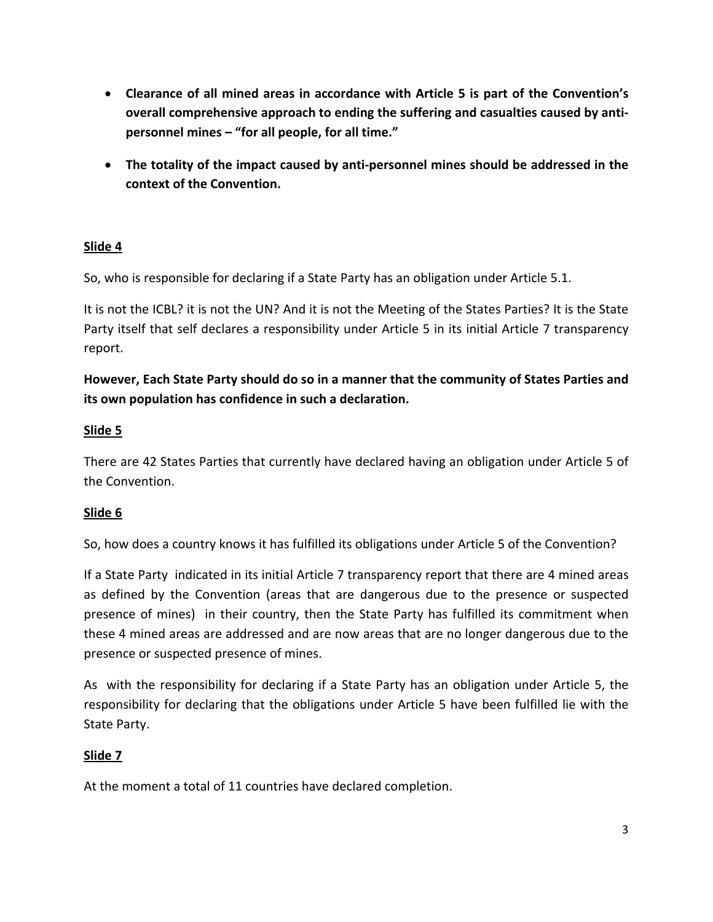- **Clearance of all mined areas in accordance with Article 5 is part of the Convention's overall comprehensive approach to ending the suffering and casualties caused by anti-personnel mines – "for all people, for all time."**

- **The totality of the impact caused by anti-personnel mines should be addressed in the context of the Convention.**

**Slide 4**

So, who is responsible for declaring if a State Party has an obligation under Article 5.1.

It is not the ICBL? it is not the UN? And it is not the Meeting of the States Parties? It is the State Party itself that self declares a responsibility under Article 5 in its initial Article 7 transparency report.

**However, Each State Party should do so in a manner that the community of States Parties and its own population has confidence in such a declaration.**

**Slide 5**

There are 42 States Parties that currently have declared having an obligation under Article 5 of the Convention.

**Slide 6**

So, how does a country knows it has fulfilled its obligations under Article 5 of the Convention?

If a State Party indicated in its initial Article 7 transparency report that there are 4 mined areas as defined by the Convention (areas that are dangerous due to the presence or suspected presence of mines) in their country, then the State Party has fulfilled its commitment when these 4 mined areas are addressed and are now areas that are no longer dangerous due to the presence or suspected presence of mines.

As with the responsibility for declaring if a State Party has an obligation under Article 5, the responsibility for declaring that the obligations under Article 5 have been fulfilled lie with the State Party.

**Slide 7**

At the moment a total of 11 countries have declared completion.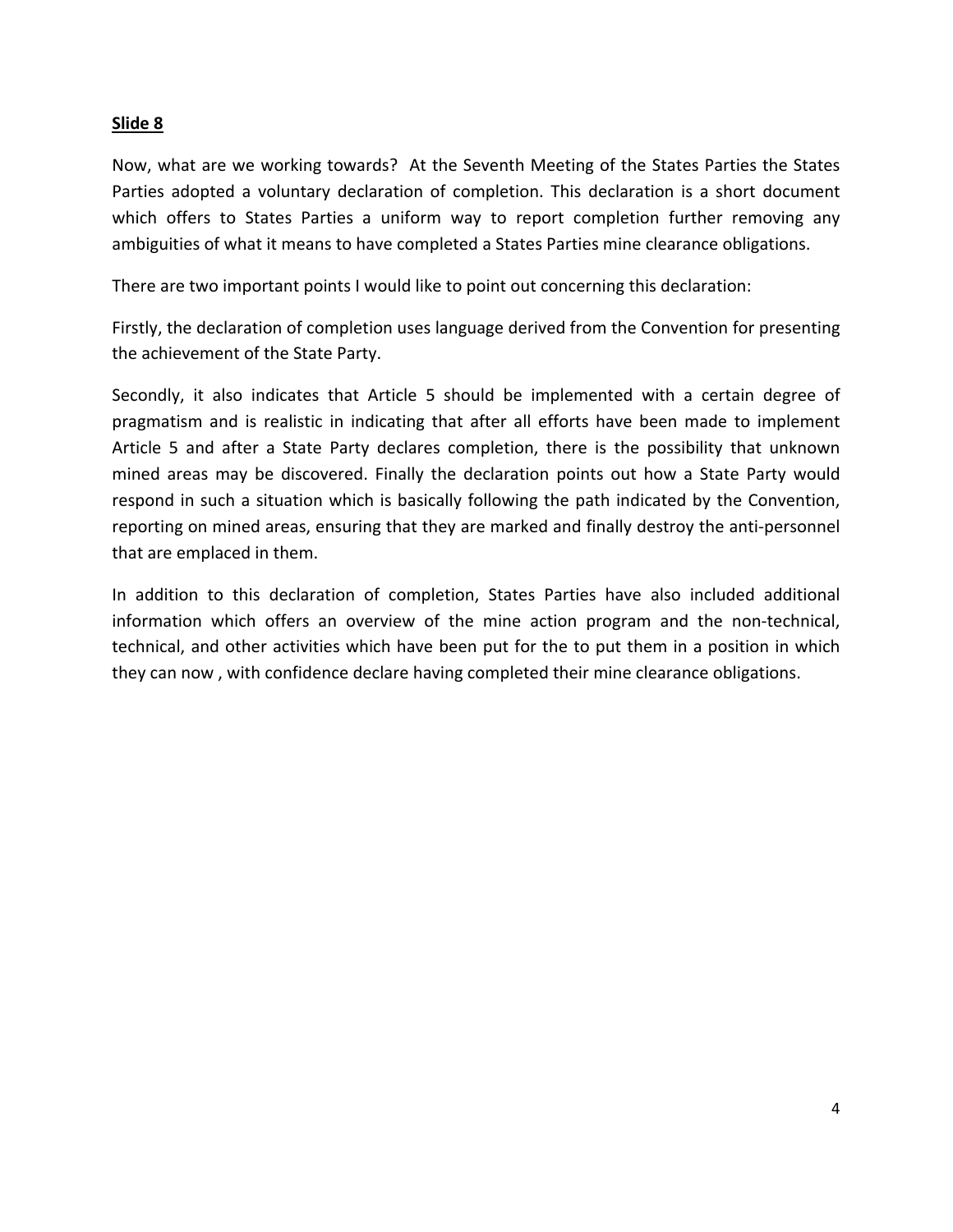**Slide 8**

Now, what are we working towards? At the Seventh Meeting of the States Parties the States Parties adopted a voluntary declaration of completion. This declaration is a short document which offers to States Parties a uniform way to report completion further removing any ambiguities of what it means to have completed a States Parties mine clearance obligations.

There are two important points I would like to point out concerning this declaration:

Firstly, the declaration of completion uses language derived from the Convention for presenting the achievement of the State Party.

Secondly, it also indicates that Article 5 should be implemented with a certain degree of pragmatism and is realistic in indicating that after all efforts have been made to implement Article 5 and after a State Party declares completion, there is the possibility that unknown mined areas may be discovered. Finally the declaration points out how a State Party would respond in such a situation which is basically following the path indicated by the Convention, reporting on mined areas, ensuring that they are marked and finally destroy the anti-personnel that are emplaced in them.

In addition to this declaration of completion, States Parties have also included additional information which offers an overview of the mine action program and the non-technical, technical, and other activities which have been put for the to put them in a position in which they can now , with confidence declare having completed their mine clearance obligations.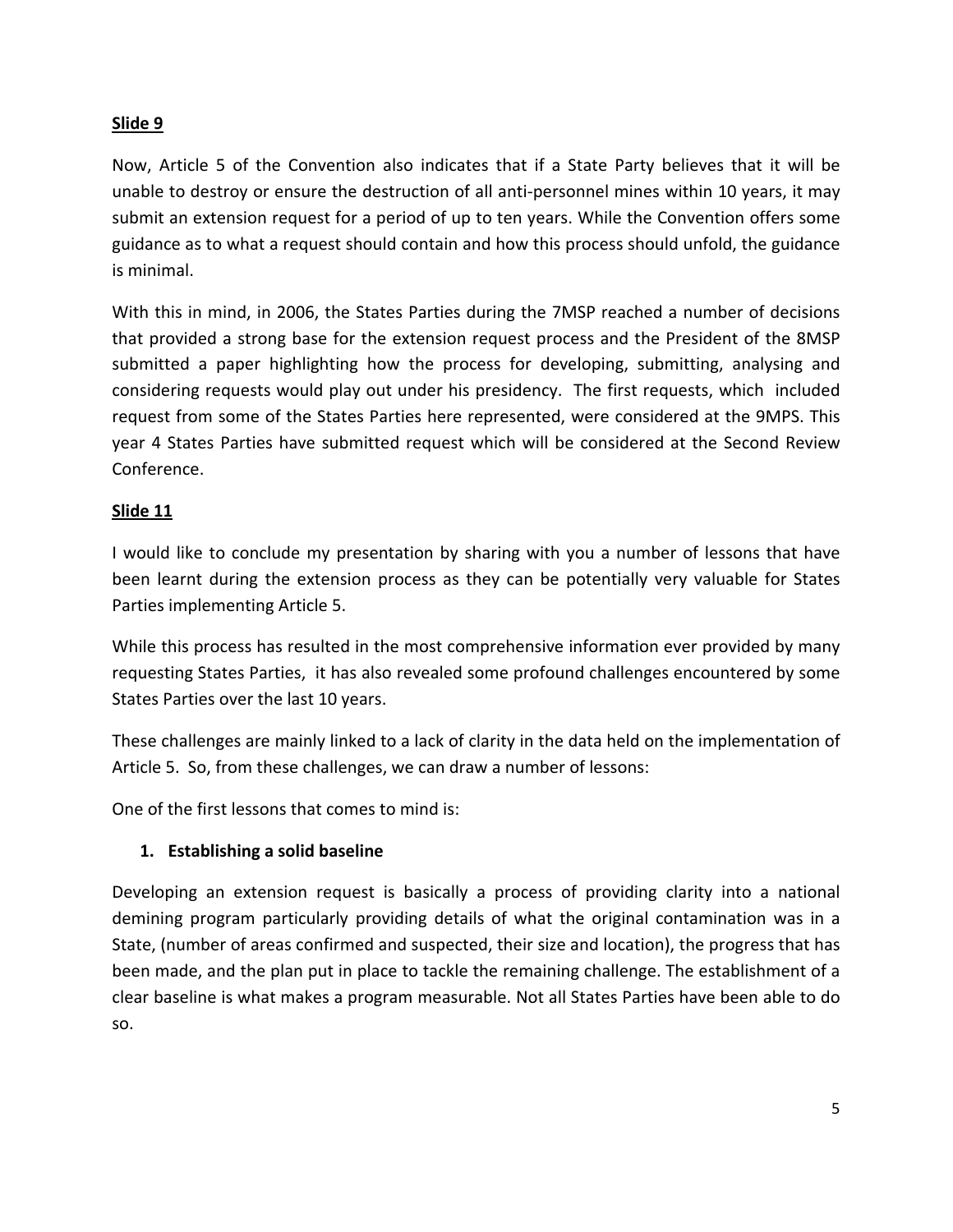**Slide 9**

Now, Article 5 of the Convention also indicates that if a State Party believes that it will be unable to destroy or ensure the destruction of all anti-personnel mines within 10 years, it may submit an extension request for a period of up to ten years. While the Convention offers some guidance as to what a request should contain and how this process should unfold, the guidance is minimal.

With this in mind, in 2006, the States Parties during the 7MSP reached a number of decisions that provided a strong base for the extension request process and the President of the 8MSP submitted a paper highlighting how the process for developing, submitting, analysing and considering requests would play out under his presidency. The first requests, which included request from some of the States Parties here represented, were considered at the 9MPS. This year 4 States Parties have submitted request which will be considered at the Second Review Conference.

**Slide 11**

I would like to conclude my presentation by sharing with you a number of lessons that have been learnt during the extension process as they can be potentially very valuable for States Parties implementing Article 5.

While this process has resulted in the most comprehensive information ever provided by many requesting States Parties, it has also revealed some profound challenges encountered by some States Parties over the last 10 years.

These challenges are mainly linked to a lack of clarity in the data held on the implementation of Article 5. So, from these challenges, we can draw a number of lessons:

One of the first lessons that comes to mind is:

1. **Establishing a solid baseline**

Developing an extension request is basically a process of providing clarity into a national demining program particularly providing details of what the original contamination was in a State, (number of areas confirmed and suspected, their size and location), the progress that has been made, and the plan put in place to tackle the remaining challenge. The establishment of a clear baseline is what makes a program measurable. Not all States Parties have been able to do so.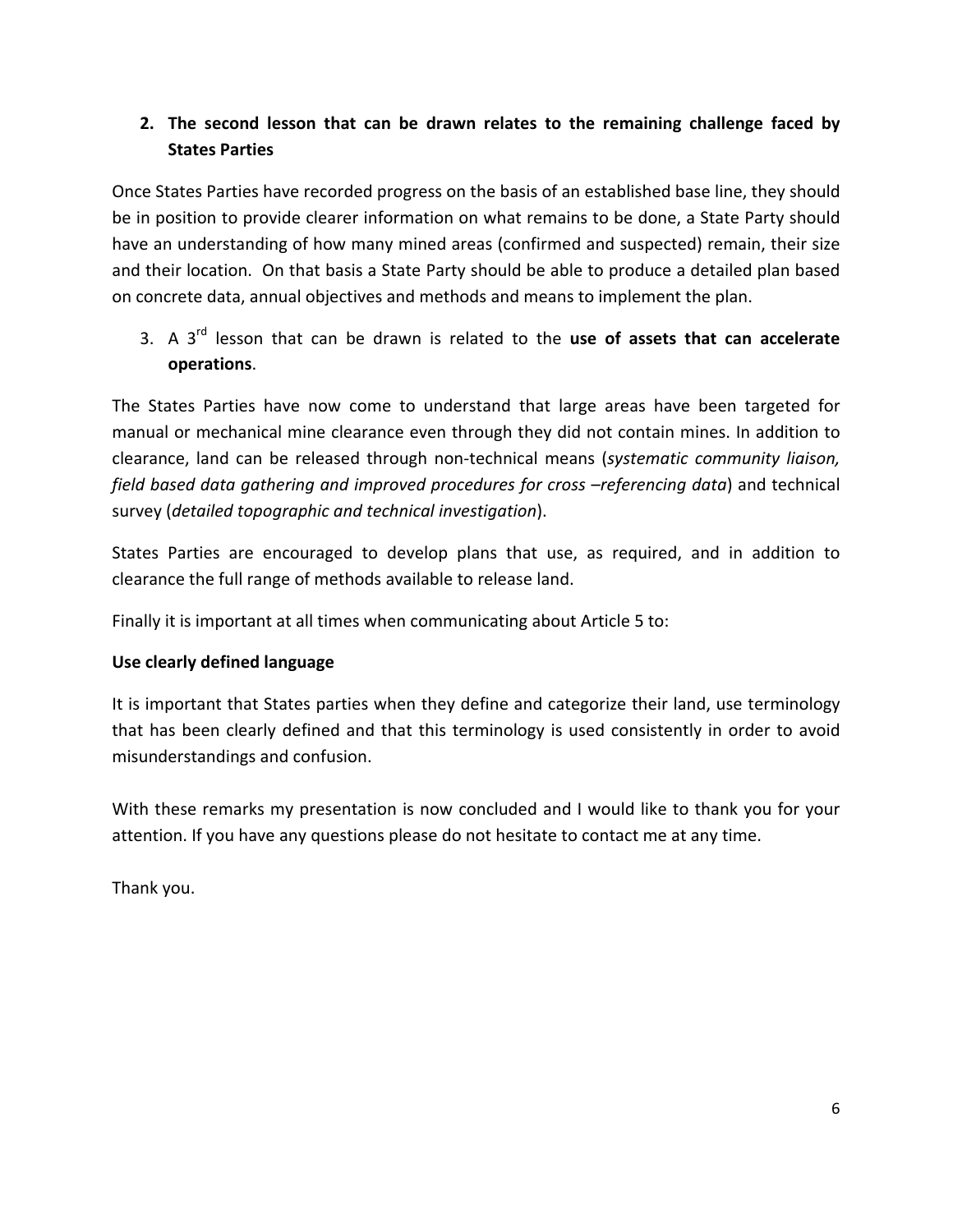2. **The second lesson that can be drawn relates to the remaining challenge faced by States Parties**

Once States Parties have recorded progress on the basis of an established base line, they should be in position to provide clearer information on what remains to be done, a State Party should have an understanding of how many mined areas (confirmed and suspected) remain, their size and their location. On that basis a State Party should be able to produce a detailed plan based on concrete data, annual objectives and methods and means to implement the plan.

3. A 3rd lesson that can be drawn is related to the **use of assets that can accelerate operations**.

The States Parties have now come to understand that large areas have been targeted for manual or mechanical mine clearance even through they did not contain mines. In addition to clearance, land can be released through non-technical means (*systematic community liaison, field based data gathering and improved procedures for cross –referencing data*) and technical survey (*detailed topographic and technical investigation*).

States Parties are encouraged to develop plans that use, as required, and in addition to clearance the full range of methods available to release land.

Finally it is important at all times when communicating about Article 5 to:

**Use clearly defined language**

It is important that States parties when they define and categorize their land, use terminology that has been clearly defined and that this terminology is used consistently in order to avoid misunderstandings and confusion.

With these remarks my presentation is now concluded and I would like to thank you for your attention. If you have any questions please do not hesitate to contact me at any time.

Thank you.